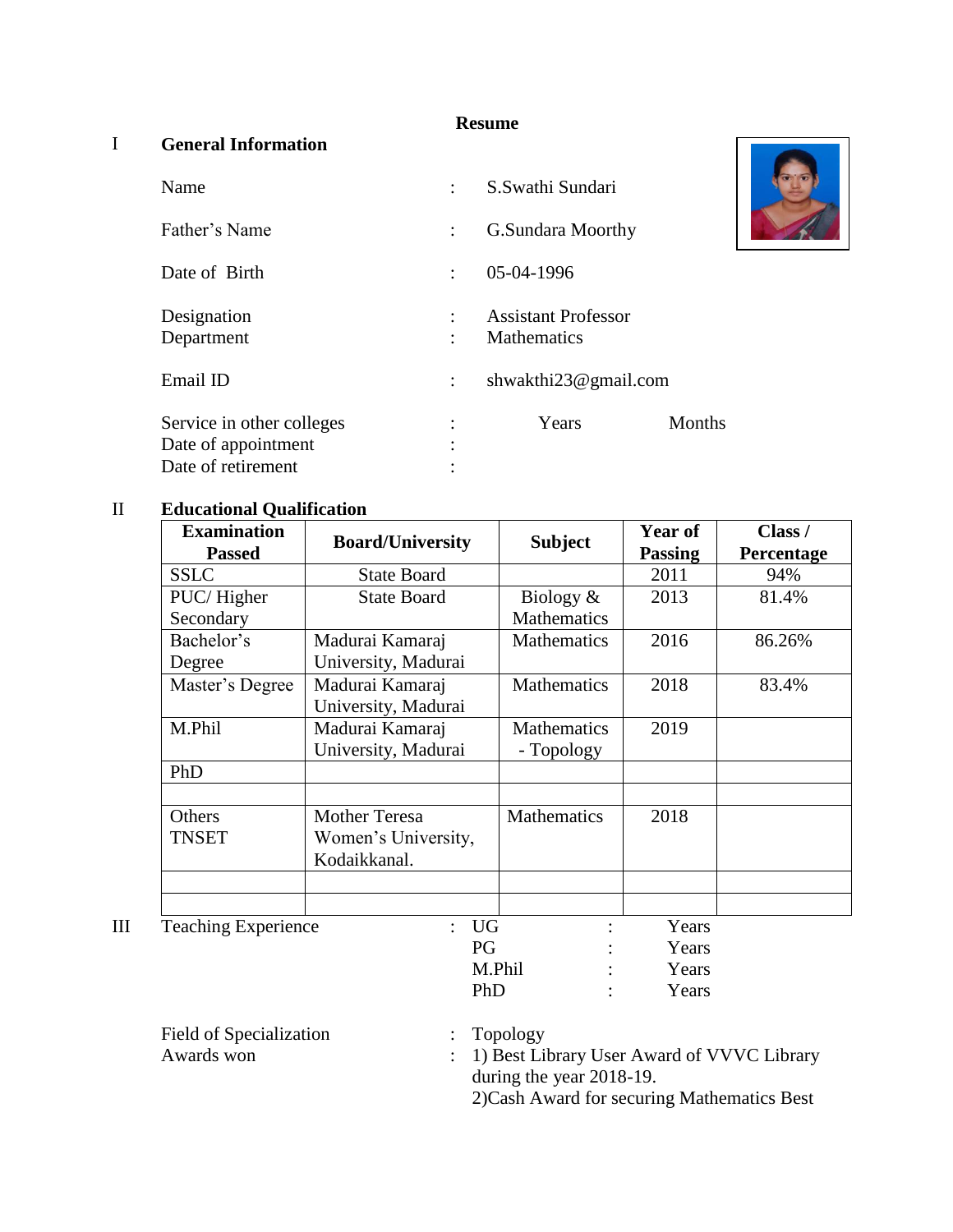# Resume

## I General Information

| | | |
|---|---|---|
| Name | : | S.Swathi Sundari |
| Father's Name | : | G.Sundara Moorthy |
| Date of Birth | : | 05-04-1996 |
| Designation | : | Assistant Professor |
| Department | : | Mathematics |
| Email ID | : | shwakthi23@gmail.com |
| Service in other colleges | : | Years Months |
| Date of appointment | : | |
| Date of retirement | : | |

## II Educational Qualification

| Examination Passed | Board/University | Subject | Year of Passing | Class / Percentage |
|---|---|---|---|---|
| SSLC | State Board | | 2011 | 94% |
| PUC/ Higher Secondary | State Board | Biology & Mathematics | 2013 | 81.4% |
| Bachelor's Degree | Madurai Kamaraj University, Madurai | Mathematics | 2016 | 86.26% |
| Master's Degree | Madurai Kamaraj University, Madurai | Mathematics | 2018 | 83.4% |
| M.Phil | Madurai Kamaraj University, Madurai | Mathematics - Topology | 2019 | |
| PhD | | | | |
| | | | | |
| Others TNSET | Mother Teresa Women's University, Kodaikkanal. | Mathematics | 2018 | |
| | | | | |
| | | | | |

## III Teaching Experience

| | | |
|---|---|---|
| UG | : | Years |
| PG | : | Years |
| M.Phil | : | Years |
| PhD | : | Years |

Field of Specialization : Topology

Awards won :
1) Best Library User Award of VVVC Library during the year 2018-19.
2) Cash Award for securing Mathematics Best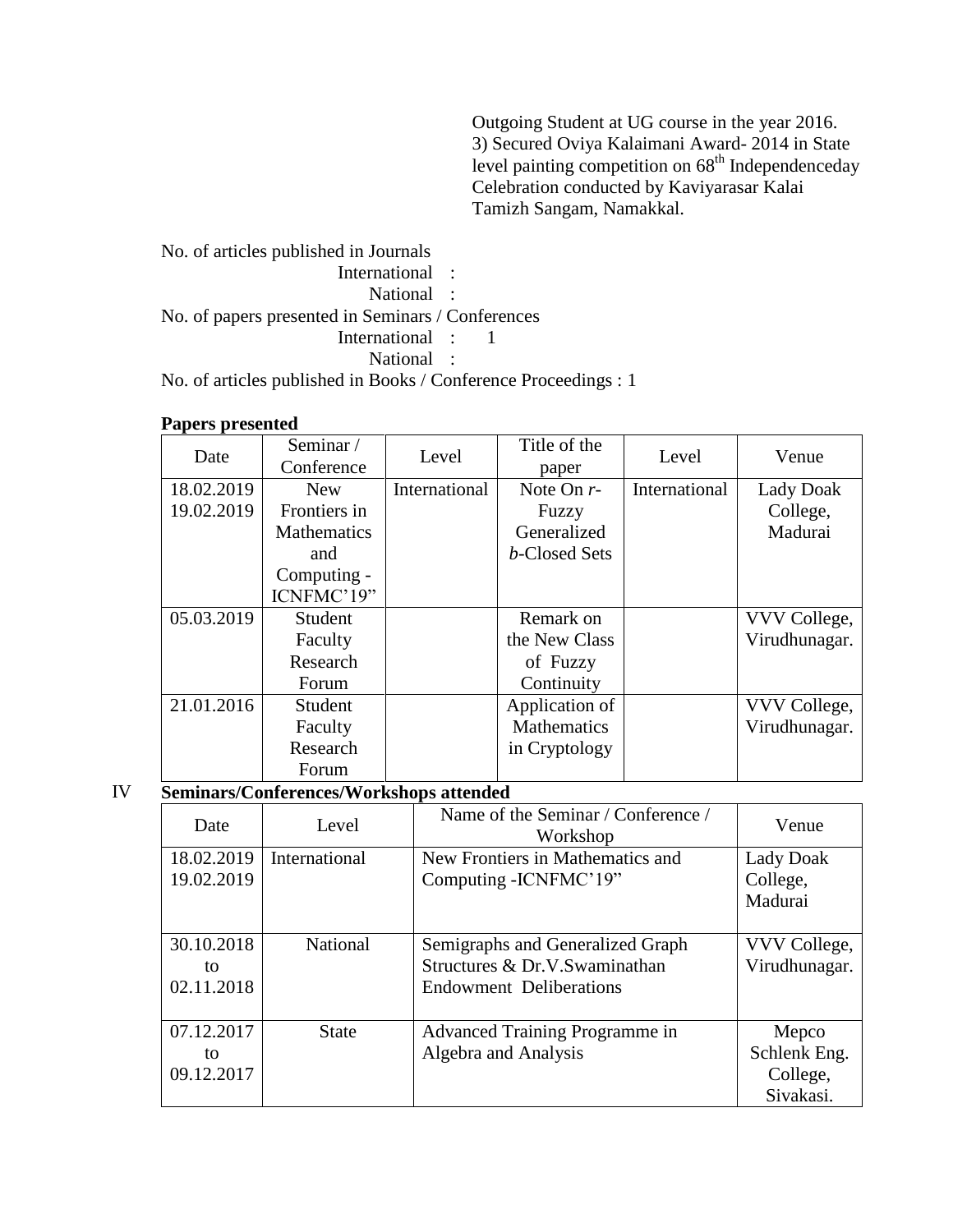Outgoing Student at UG course in the year 2016.
3) Secured Oviya Kalaimani Award- 2014 in State level painting competition on 68th Independenceday Celebration conducted by Kaviyarasar Kalai Tamizh Sangam, Namakkal.

No. of articles published in Journals
International :
National :
No. of papers presented in Seminars / Conferences
International : 1
National :
No. of articles published in Books / Conference Proceedings : 1

**Papers presented**

| Date | Seminar / Conference | Level | Title of the paper | Level | Venue |
|---|---|---|---|---|---|
| 18.02.2019 19.02.2019 | New Frontiers in Mathematics and Computing - ICNFMC'19" | International | Note On *r*-Fuzzy Generalized *b*-Closed Sets | International | Lady Doak College, Madurai |
| 05.03.2019 | Student Faculty Research Forum | | Remark on the New Class of Fuzzy Continuity | | VVV College, Virudhunagar. |
| 21.01.2016 | Student Faculty Research Forum | | Application of Mathematics in Cryptology | | VVV College, Virudhunagar. |

IV **Seminars/Conferences/Workshops attended**

| Date | Level | Name of the Seminar / Conference / Workshop | Venue |
|---|---|---|---|
| 18.02.2019 19.02.2019 | International | New Frontiers in Mathematics and Computing -ICNFMC'19" | Lady Doak College, Madurai |
| 30.10.2018 to 02.11.2018 | National | Semigraphs and Generalized Graph Structures & Dr.V.Swaminathan Endowment Deliberations | VVV College, Virudhunagar. |
| 07.12.2017 to 09.12.2017 | State | Advanced Training Programme in Algebra and Analysis | Mepco Schlenk Eng. College, Sivakasi. |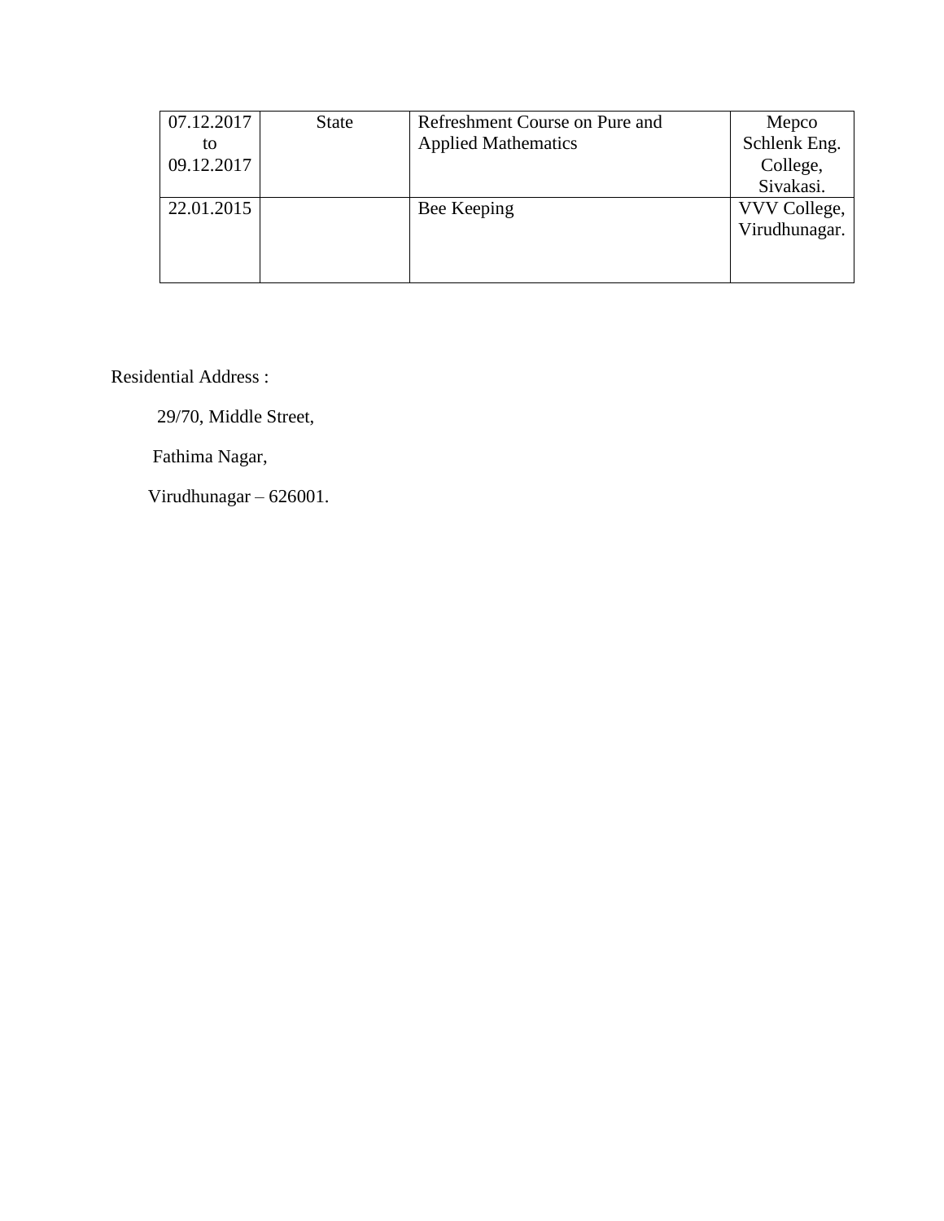| | | | |
|---|---|---|---|
| 07.12.2017 to 09.12.2017 | State | Refreshment Course on Pure and Applied Mathematics | Mepco Schlenk Eng. College, Sivakasi. |
| 22.01.2015 | | Bee Keeping | VVV College, Virudhunagar. |

Residential Address :

29/70, Middle Street,

Fathima Nagar,

Virudhunagar – 626001.